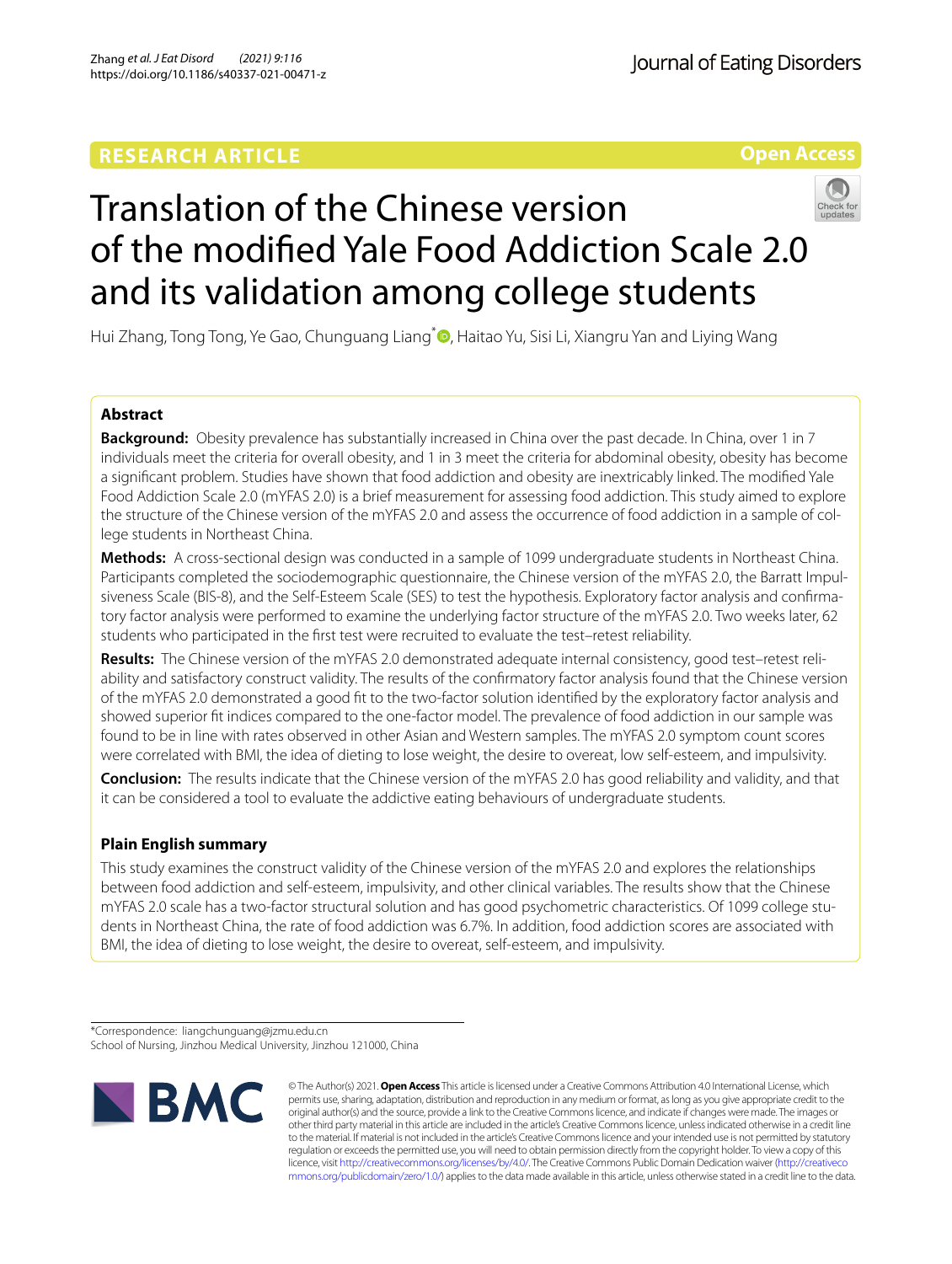RESEARCH ARTICLE

Open Access

# Translation of the Chinese version of the modified Yale Food Addiction Scale 2.0 and its validation among college students

Hui Zhang, Tong Tong, Ye Gao, Chunguang Liang*, Haitao Yu, Sisi Li, Xiangru Yan and Liying Wang

## Abstract

**Background:** Obesity prevalence has substantially increased in China over the past decade. In China, over 1 in 7 individuals meet the criteria for overall obesity, and 1 in 3 meet the criteria for abdominal obesity, obesity has become a significant problem. Studies have shown that food addiction and obesity are inextricably linked. The modified Yale Food Addiction Scale 2.0 (mYFAS 2.0) is a brief measurement for assessing food addiction. This study aimed to explore the structure of the Chinese version of the mYFAS 2.0 and assess the occurrence of food addiction in a sample of college students in Northeast China.

**Methods:** A cross-sectional design was conducted in a sample of 1099 undergraduate students in Northeast China. Participants completed the sociodemographic questionnaire, the Chinese version of the mYFAS 2.0, the Barratt Impulsiveness Scale (BIS-8), and the Self-Esteem Scale (SES) to test the hypothesis. Exploratory factor analysis and confirmatory factor analysis were performed to examine the underlying factor structure of the mYFAS 2.0. Two weeks later, 62 students who participated in the first test were recruited to evaluate the test–retest reliability.

**Results:** The Chinese version of the mYFAS 2.0 demonstrated adequate internal consistency, good test–retest reliability and satisfactory construct validity. The results of the confirmatory factor analysis found that the Chinese version of the mYFAS 2.0 demonstrated a good fit to the two-factor solution identified by the exploratory factor analysis and showed superior fit indices compared to the one-factor model. The prevalence of food addiction in our sample was found to be in line with rates observed in other Asian and Western samples. The mYFAS 2.0 symptom count scores were correlated with BMI, the idea of dieting to lose weight, the desire to overeat, low self-esteem, and impulsivity.

**Conclusion:** The results indicate that the Chinese version of the mYFAS 2.0 has good reliability and validity, and that it can be considered a tool to evaluate the addictive eating behaviours of undergraduate students.

## Plain English summary

This study examines the construct validity of the Chinese version of the mYFAS 2.0 and explores the relationships between food addiction and self-esteem, impulsivity, and other clinical variables. The results show that the Chinese mYFAS 2.0 scale has a two-factor structural solution and has good psychometric characteristics. Of 1099 college students in Northeast China, the rate of food addiction was 6.7%. In addition, food addiction scores are associated with BMI, the idea of dieting to lose weight, the desire to overeat, self-esteem, and impulsivity.

*Correspondence: liangchunguang@jzmu.edu.cn
School of Nursing, Jinzhou Medical University, Jinzhou 121000, China

© The Author(s) 2021. **Open Access** This article is licensed under a Creative Commons Attribution 4.0 International License, which permits use, sharing, adaptation, distribution and reproduction in any medium or format, as long as you give appropriate credit to the original author(s) and the source, provide a link to the Creative Commons licence, and indicate if changes were made. The images or other third party material in this article are included in the article's Creative Commons licence, unless indicated otherwise in a credit line to the material. If material is not included in the article's Creative Commons licence and your intended use is not permitted by statutory regulation or exceeds the permitted use, you will need to obtain permission directly from the copyright holder. To view a copy of this licence, visit http://creativecommons.org/licenses/by/4.0/. The Creative Commons Public Domain Dedication waiver (http://creativecommons.org/publicdomain/zero/1.0/) applies to the data made available in this article, unless otherwise stated in a credit line to the data.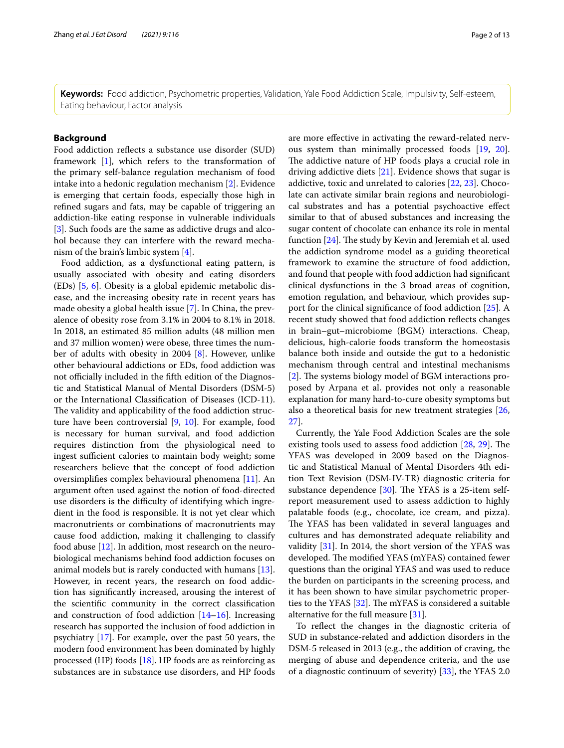**Keywords:** Food addiction, Psychometric properties, Validation, Yale Food Addiction Scale, Impulsivity, Self-esteem, Eating behaviour, Factor analysis

## Background

Food addiction reflects a substance use disorder (SUD) framework [1], which refers to the transformation of the primary self-balance regulation mechanism of food intake into a hedonic regulation mechanism [2]. Evidence is emerging that certain foods, especially those high in refined sugars and fats, may be capable of triggering an addiction-like eating response in vulnerable individuals [3]. Such foods are the same as addictive drugs and alcohol because they can interfere with the reward mechanism of the brain's limbic system [4].

Food addiction, as a dysfunctional eating pattern, is usually associated with obesity and eating disorders (EDs) [5, 6]. Obesity is a global epidemic metabolic disease, and the increasing obesity rate in recent years has made obesity a global health issue [7]. In China, the prevalence of obesity rose from 3.1% in 2004 to 8.1% in 2018. In 2018, an estimated 85 million adults (48 million men and 37 million women) were obese, three times the number of adults with obesity in 2004 [8]. However, unlike other behavioural addictions or EDs, food addiction was not officially included in the fifth edition of the Diagnostic and Statistical Manual of Mental Disorders (DSM-5) or the International Classification of Diseases (ICD-11). The validity and applicability of the food addiction structure have been controversial [9, 10]. For example, food is necessary for human survival, and food addiction requires distinction from the physiological need to ingest sufficient calories to maintain body weight; some researchers believe that the concept of food addiction oversimplifies complex behavioural phenomena [11]. An argument often used against the notion of food-directed use disorders is the difficulty of identifying which ingredient in the food is responsible. It is not yet clear which macronutrients or combinations of macronutrients may cause food addiction, making it challenging to classify food abuse [12]. In addition, most research on the neurobiological mechanisms behind food addiction focuses on animal models but is rarely conducted with humans [13]. However, in recent years, the research on food addiction has significantly increased, arousing the interest of the scientific community in the correct classification and construction of food addiction [14–16]. Increasing research has supported the inclusion of food addiction in psychiatry [17]. For example, over the past 50 years, the modern food environment has been dominated by highly processed (HP) foods [18]. HP foods are as reinforcing as substances are in substance use disorders, and HP foods are more effective in activating the reward-related nervous system than minimally processed foods [19, 20]. The addictive nature of HP foods plays a crucial role in driving addictive diets [21]. Evidence shows that sugar is addictive, toxic and unrelated to calories [22, 23]. Chocolate can activate similar brain regions and neurobiological substrates and has a potential psychoactive effect similar to that of abused substances and increasing the sugar content of chocolate can enhance its role in mental function [24]. The study by Kevin and Jeremiah et al. used the addiction syndrome model as a guiding theoretical framework to examine the structure of food addiction, and found that people with food addiction had significant clinical dysfunctions in the 3 broad areas of cognition, emotion regulation, and behaviour, which provides support for the clinical significance of food addiction [25]. A recent study showed that food addiction reflects changes in brain–gut–microbiome (BGM) interactions. Cheap, delicious, high-calorie foods transform the homeostasis balance both inside and outside the gut to a hedonistic mechanism through central and intestinal mechanisms [2]. The systems biology model of BGM interactions proposed by Arpana et al. provides not only a reasonable explanation for many hard-to-cure obesity symptoms but also a theoretical basis for new treatment strategies [26, 27].

Currently, the Yale Food Addiction Scales are the sole existing tools used to assess food addiction [28, 29]. The YFAS was developed in 2009 based on the Diagnostic and Statistical Manual of Mental Disorders 4th edition Text Revision (DSM-IV-TR) diagnostic criteria for substance dependence [30]. The YFAS is a 25-item self-report measurement used to assess addiction to highly palatable foods (e.g., chocolate, ice cream, and pizza). The YFAS has been validated in several languages and cultures and has demonstrated adequate reliability and validity [31]. In 2014, the short version of the YFAS was developed. The modified YFAS (mYFAS) contained fewer questions than the original YFAS and was used to reduce the burden on participants in the screening process, and it has been shown to have similar psychometric properties to the YFAS [32]. The mYFAS is considered a suitable alternative for the full measure [31].

To reflect the changes in the diagnostic criteria of SUD in substance-related and addiction disorders in the DSM-5 released in 2013 (e.g., the addition of craving, the merging of abuse and dependence criteria, and the use of a diagnostic continuum of severity) [33], the YFAS 2.0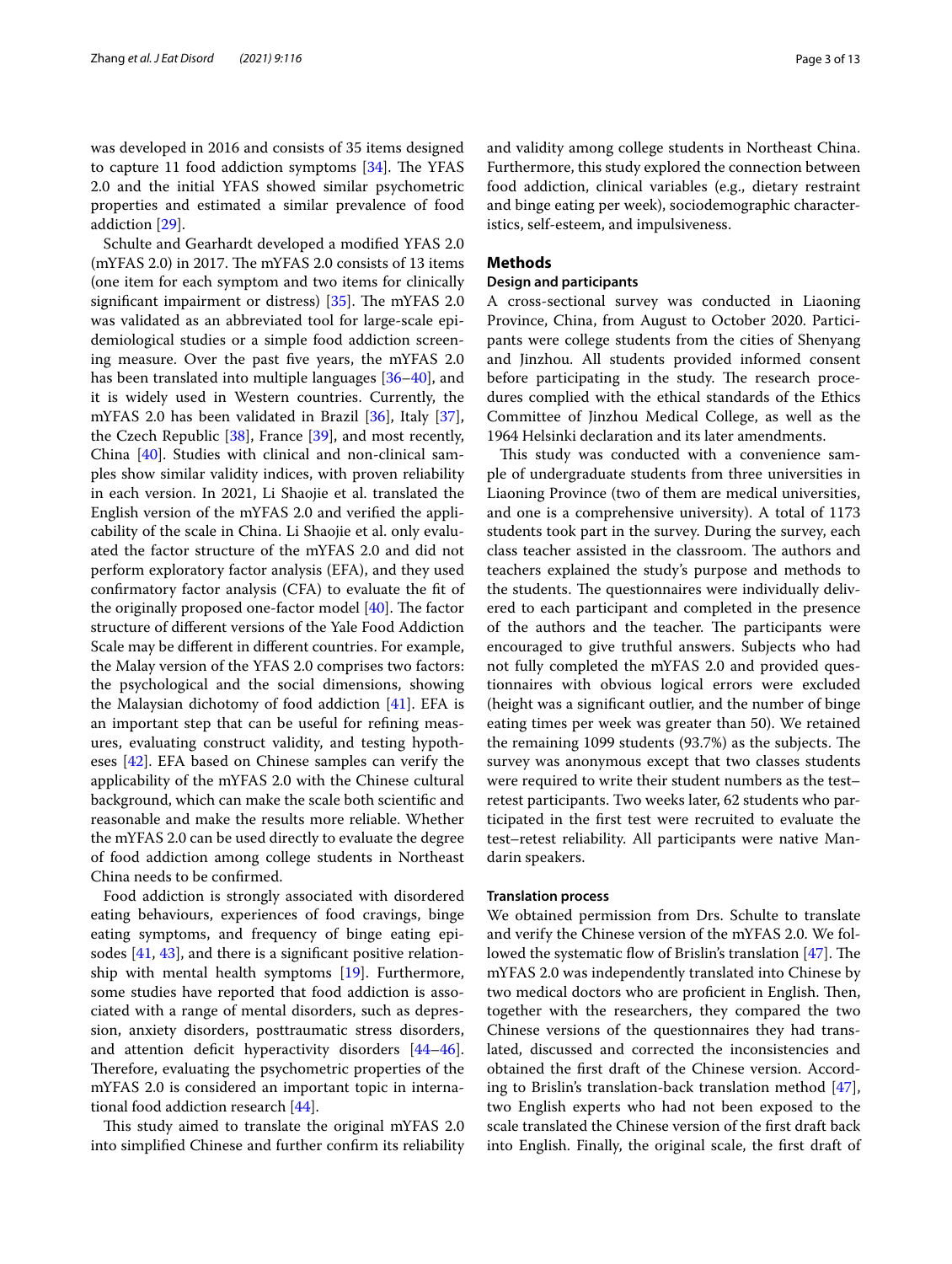was developed in 2016 and consists of 35 items designed to capture 11 food addiction symptoms [34]. The YFAS 2.0 and the initial YFAS showed similar psychometric properties and estimated a similar prevalence of food addiction [29].

Schulte and Gearhardt developed a modified YFAS 2.0 (mYFAS 2.0) in 2017. The mYFAS 2.0 consists of 13 items (one item for each symptom and two items for clinically significant impairment or distress) [35]. The mYFAS 2.0 was validated as an abbreviated tool for large-scale epidemiological studies or a simple food addiction screening measure. Over the past five years, the mYFAS 2.0 has been translated into multiple languages [36–40], and it is widely used in Western countries. Currently, the mYFAS 2.0 has been validated in Brazil [36], Italy [37], the Czech Republic [38], France [39], and most recently, China [40]. Studies with clinical and non-clinical samples show similar validity indices, with proven reliability in each version. In 2021, Li Shaojie et al. translated the English version of the mYFAS 2.0 and verified the applicability of the scale in China. Li Shaojie et al. only evaluated the factor structure of the mYFAS 2.0 and did not perform exploratory factor analysis (EFA), and they used confirmatory factor analysis (CFA) to evaluate the fit of the originally proposed one-factor model [40]. The factor structure of different versions of the Yale Food Addiction Scale may be different in different countries. For example, the Malay version of the YFAS 2.0 comprises two factors: the psychological and the social dimensions, showing the Malaysian dichotomy of food addiction [41]. EFA is an important step that can be useful for refining measures, evaluating construct validity, and testing hypotheses [42]. EFA based on Chinese samples can verify the applicability of the mYFAS 2.0 with the Chinese cultural background, which can make the scale both scientific and reasonable and make the results more reliable. Whether the mYFAS 2.0 can be used directly to evaluate the degree of food addiction among college students in Northeast China needs to be confirmed.

Food addiction is strongly associated with disordered eating behaviours, experiences of food cravings, binge eating symptoms, and frequency of binge eating episodes [41, 43], and there is a significant positive relationship with mental health symptoms [19]. Furthermore, some studies have reported that food addiction is associated with a range of mental disorders, such as depression, anxiety disorders, posttraumatic stress disorders, and attention deficit hyperactivity disorders [44–46]. Therefore, evaluating the psychometric properties of the mYFAS 2.0 is considered an important topic in international food addiction research [44].

This study aimed to translate the original mYFAS 2.0 into simplified Chinese and further confirm its reliability and validity among college students in Northeast China. Furthermore, this study explored the connection between food addiction, clinical variables (e.g., dietary restraint and binge eating per week), sociodemographic characteristics, self-esteem, and impulsiveness.

## Methods

### Design and participants

A cross-sectional survey was conducted in Liaoning Province, China, from August to October 2020. Participants were college students from the cities of Shenyang and Jinzhou. All students provided informed consent before participating in the study. The research procedures complied with the ethical standards of the Ethics Committee of Jinzhou Medical College, as well as the 1964 Helsinki declaration and its later amendments.

This study was conducted with a convenience sample of undergraduate students from three universities in Liaoning Province (two of them are medical universities, and one is a comprehensive university). A total of 1173 students took part in the survey. During the survey, each class teacher assisted in the classroom. The authors and teachers explained the study's purpose and methods to the students. The questionnaires were individually delivered to each participant and completed in the presence of the authors and the teacher. The participants were encouraged to give truthful answers. Subjects who had not fully completed the mYFAS 2.0 and provided questionnaires with obvious logical errors were excluded (height was a significant outlier, and the number of binge eating times per week was greater than 50). We retained the remaining 1099 students (93.7%) as the subjects. The survey was anonymous except that two classes students were required to write their student numbers as the test–retest participants. Two weeks later, 62 students who participated in the first test were recruited to evaluate the test–retest reliability. All participants were native Mandarin speakers.

### Translation process

We obtained permission from Drs. Schulte to translate and verify the Chinese version of the mYFAS 2.0. We followed the systematic flow of Brislin's translation [47]. The mYFAS 2.0 was independently translated into Chinese by two medical doctors who are proficient in English. Then, together with the researchers, they compared the two Chinese versions of the questionnaires they had translated, discussed and corrected the inconsistencies and obtained the first draft of the Chinese version. According to Brislin's translation-back translation method [47], two English experts who had not been exposed to the scale translated the Chinese version of the first draft back into English. Finally, the original scale, the first draft of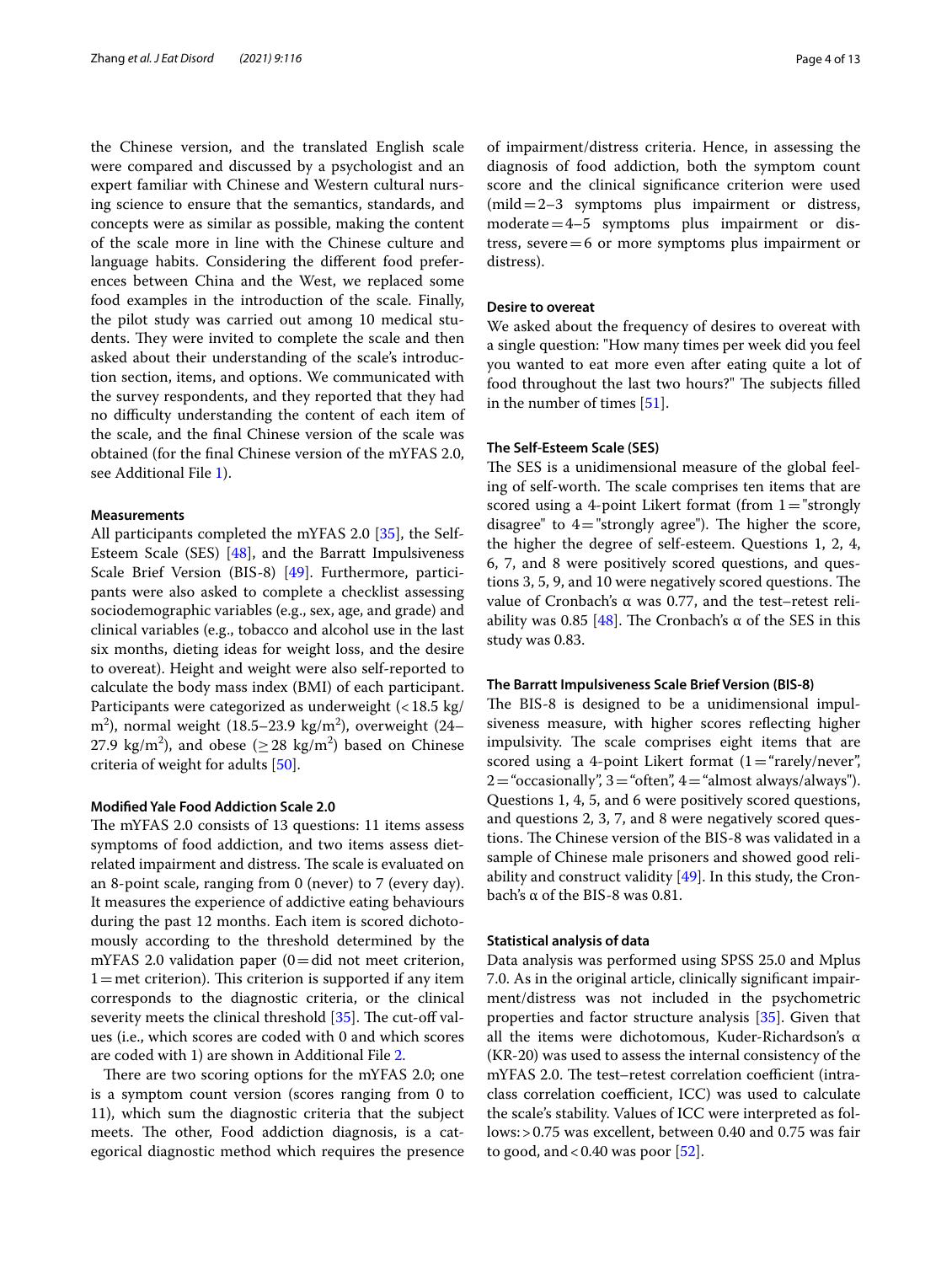the Chinese version, and the translated English scale were compared and discussed by a psychologist and an expert familiar with Chinese and Western cultural nursing science to ensure that the semantics, standards, and concepts were as similar as possible, making the content of the scale more in line with the Chinese culture and language habits. Considering the different food preferences between China and the West, we replaced some food examples in the introduction of the scale. Finally, the pilot study was carried out among 10 medical students. They were invited to complete the scale and then asked about their understanding of the scale's introduction section, items, and options. We communicated with the survey respondents, and they reported that they had no difficulty understanding the content of each item of the scale, and the final Chinese version of the scale was obtained (for the final Chinese version of the mYFAS 2.0, see Additional File 1).

#### Measurements

All participants completed the mYFAS 2.0 [35], the Self-Esteem Scale (SES) [48], and the Barratt Impulsiveness Scale Brief Version (BIS-8) [49]. Furthermore, participants were also asked to complete a checklist assessing sociodemographic variables (e.g., sex, age, and grade) and clinical variables (e.g., tobacco and alcohol use in the last six months, dieting ideas for weight loss, and the desire to overeat). Height and weight were also self-reported to calculate the body mass index (BMI) of each participant. Participants were categorized as underweight (< 18.5 kg/m$^2$), normal weight (18.5–23.9 kg/m$^2$), overweight (24–27.9 kg/m$^2$), and obese ($\geq$ 28 kg/m$^2$) based on Chinese criteria of weight for adults [50].

#### Modified Yale Food Addiction Scale 2.0

The mYFAS 2.0 consists of 13 questions: 11 items assess symptoms of food addiction, and two items assess diet-related impairment and distress. The scale is evaluated on an 8-point scale, ranging from 0 (never) to 7 (every day). It measures the experience of addictive eating behaviours during the past 12 months. Each item is scored dichotomously according to the threshold determined by the mYFAS 2.0 validation paper (0 = did not meet criterion, 1 = met criterion). This criterion is supported if any item corresponds to the diagnostic criteria, or the clinical severity meets the clinical threshold [35]. The cut-off values (i.e., which scores are coded with 0 and which scores are coded with 1) are shown in Additional File 2.

There are two scoring options for the mYFAS 2.0; one is a symptom count version (scores ranging from 0 to 11), which sum the diagnostic criteria that the subject meets. The other, Food addiction diagnosis, is a categorical diagnostic method which requires the presence of impairment/distress criteria. Hence, in assessing the diagnosis of food addiction, both the symptom count score and the clinical significance criterion were used (mild = 2–3 symptoms plus impairment or distress, moderate = 4–5 symptoms plus impairment or distress, severe = 6 or more symptoms plus impairment or distress).

#### Desire to overeat

We asked about the frequency of desires to overeat with a single question: "How many times per week did you feel you wanted to eat more even after eating quite a lot of food throughout the last two hours?" The subjects filled in the number of times [51].

#### The Self-Esteem Scale (SES)

The SES is a unidimensional measure of the global feeling of self-worth. The scale comprises ten items that are scored using a 4-point Likert format (from 1 = "strongly disagree" to 4 = "strongly agree"). The higher the score, the higher the degree of self-esteem. Questions 1, 2, 4, 6, 7, and 8 were positively scored questions, and questions 3, 5, 9, and 10 were negatively scored questions. The value of Cronbach's α was 0.77, and the test–retest reliability was 0.85 [48]. The Cronbach's α of the SES in this study was 0.83.

#### The Barratt Impulsiveness Scale Brief Version (BIS-8)

The BIS-8 is designed to be a unidimensional impulsiveness measure, with higher scores reflecting higher impulsivity. The scale comprises eight items that are scored using a 4-point Likert format (1 = "rarely/never", 2 = "occasionally", 3 = "often", 4 = "almost always/always"). Questions 1, 4, 5, and 6 were positively scored questions, and questions 2, 3, 7, and 8 were negatively scored questions. The Chinese version of the BIS-8 was validated in a sample of Chinese male prisoners and showed good reliability and construct validity [49]. In this study, the Cronbach's α of the BIS-8 was 0.81.

#### Statistical analysis of data

Data analysis was performed using SPSS 25.0 and Mplus 7.0. As in the original article, clinically significant impairment/distress was not included in the psychometric properties and factor structure analysis [35]. Given that all the items were dichotomous, Kuder-Richardson's α (KR-20) was used to assess the internal consistency of the mYFAS 2.0. The test–retest correlation coefficient (intraclass correlation coefficient, ICC) was used to calculate the scale's stability. Values of ICC were interpreted as follows: > 0.75 was excellent, between 0.40 and 0.75 was fair to good, and < 0.40 was poor [52].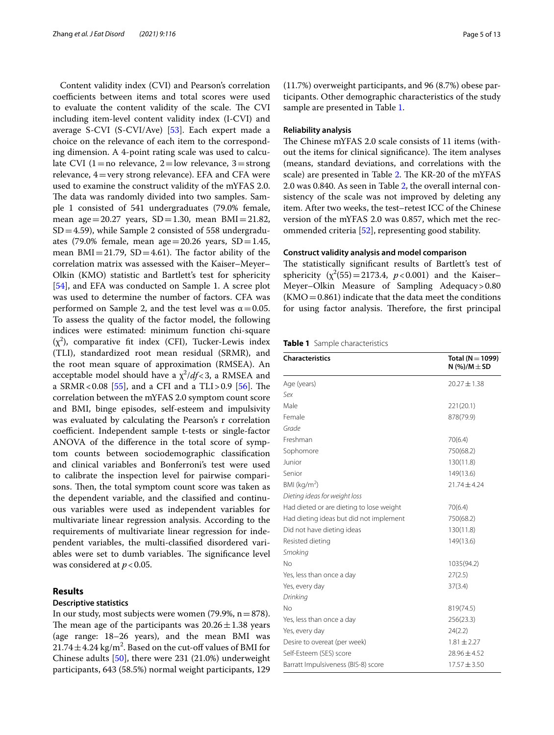Content validity index (CVI) and Pearson's correlation coefficients between items and total scores were used to evaluate the content validity of the scale. The CVI including item-level content validity index (I-CVI) and average S-CVI (S-CVI/Ave) [53]. Each expert made a choice on the relevance of each item to the corresponding dimension. A 4-point rating scale was used to calculate CVI (1 = no relevance, 2 = low relevance, 3 = strong relevance, 4 = very strong relevance). EFA and CFA were used to examine the construct validity of the mYFAS 2.0. The data was randomly divided into two samples. Sample 1 consisted of 541 undergraduates (79.0% female, mean age = 20.27 years, SD = 1.30, mean BMI = 21.82, SD = 4.59), while Sample 2 consisted of 558 undergraduates (79.0% female, mean age = 20.26 years, SD = 1.45, mean BMI = 21.79, SD = 4.61). The factor ability of the correlation matrix was assessed with the Kaiser–Meyer–Olkin (KMO) statistic and Bartlett's test for sphericity [54], and EFA was conducted on Sample 1. A scree plot was used to determine the number of factors. CFA was performed on Sample 2, and the test level was $\alpha = 0.05$. To assess the quality of the factor model, the following indices were estimated: minimum function chi-square ($\chi^2$), comparative fit index (CFI), Tucker-Lewis index (TLI), standardized root mean residual (SRMR), and the root mean square of approximation (RMSEA). An acceptable model should have a $\chi^2/df < 3$, a RMSEA and a SRMR < 0.08 [55], and a CFI and a TLI > 0.9 [56]. The correlation between the mYFAS 2.0 symptom count score and BMI, binge episodes, self-esteem and impulsivity was evaluated by calculating the Pearson's r correlation coefficient. Independent sample t-tests or single-factor ANOVA of the difference in the total score of symptom counts between sociodemographic classification and clinical variables and Bonferroni's test were used to calibrate the inspection level for pairwise comparisons. Then, the total symptom count score was taken as the dependent variable, and the classified and continuous variables were used as independent variables for multivariate linear regression analysis. According to the requirements of multivariate linear regression for independent variables, the multi-classified disordered variables were set to dumb variables. The significance level was considered at $p < 0.05$.

## Results

### Descriptive statistics

In our study, most subjects were women (79.9%, n = 878). The mean age of the participants was 20.26 ± 1.38 years (age range: 18–26 years), and the mean BMI was 21.74 ± 4.24 kg/m$^2$. Based on the cut-off values of BMI for Chinese adults [50], there were 231 (21.0%) underweight participants, 643 (58.5%) normal weight participants, 129 (11.7%) overweight participants, and 96 (8.7%) obese participants. Other demographic characteristics of the study sample are presented in Table 1.

### Reliability analysis

The Chinese mYFAS 2.0 scale consists of 11 items (without the items for clinical significance). The item analyses (means, standard deviations, and correlations with the scale) are presented in Table 2. The KR-20 of the mYFAS 2.0 was 0.840. As seen in Table 2, the overall internal consistency of the scale was not improved by deleting any item. After two weeks, the test–retest ICC of the Chinese version of the mYFAS 2.0 was 0.857, which met the recommended criteria [52], representing good stability.

### Construct validity analysis and model comparison

The statistically significant results of Bartlett's test of sphericity ($\chi^2(55) = 2173.4$, $p < 0.001$) and the Kaiser–Meyer–Olkin Measure of Sampling Adequacy > 0.80 (KMO = 0.861) indicate that the data meet the conditions for using factor analysis. Therefore, the first principal

**Table 1** Sample characteristics

| Characteristics | Total (N = 1099) N (%)/M ± SD |
|---|---|
| Age (years) | 20.27 ± 1.38 |
| *Sex* | |
| Male | 221(20.1) |
| Female | 878(79.9) |
| *Grade* | |
| Freshman | 70(6.4) |
| Sophomore | 750(68.2) |
| Junior | 130(11.8) |
| Senior | 149(13.6) |
| BMI (kg/m$^2$) | 21.74 ± 4.24 |
| *Dieting ideas for weight loss* | |
| Had dieted or are dieting to lose weight | 70(6.4) |
| Had dieting ideas but did not implement | 750(68.2) |
| Did not have dieting ideas | 130(11.8) |
| Resisted dieting | 149(13.6) |
| *Smoking* | |
| No | 1035(94.2) |
| Yes, less than once a day | 27(2.5) |
| Yes, every day | 37(3.4) |
| *Drinking* | |
| No | 819(74.5) |
| Yes, less than once a day | 256(23.3) |
| Yes, every day | 24(2.2) |
| Desire to overeat (per week) | 1.81 ± 2.27 |
| Self-Esteem (SES) score | 28.96 ± 4.52 |
| Barratt Impulsiveness (BIS-8) score | 17.57 ± 3.50 |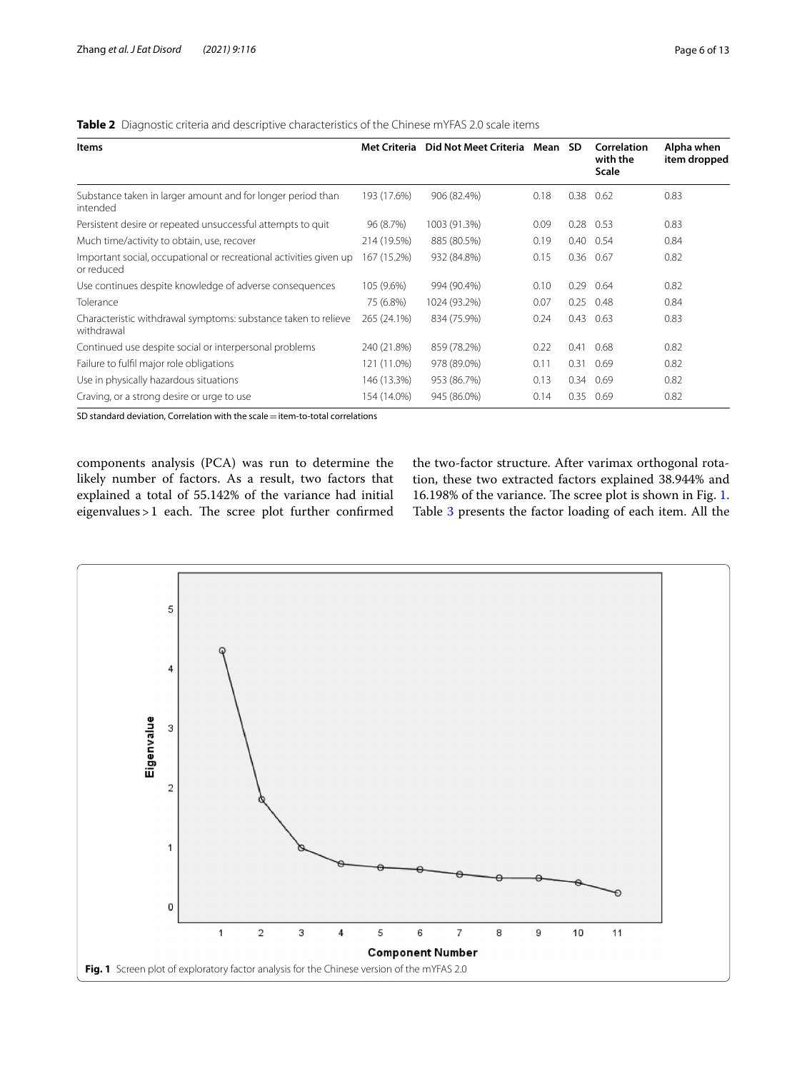**Table 2** Diagnostic criteria and descriptive characteristics of the Chinese mYFAS 2.0 scale items

| Items | Met Criteria | Did Not Meet Criteria | Mean | SD | Correlation with the Scale | Alpha when item dropped |
|---|---|---|---|---|---|---|
| Substance taken in larger amount and for longer period than intended | 193 (17.6%) | 906 (82.4%) | 0.18 | 0.38 | 0.62 | 0.83 |
| Persistent desire or repeated unsuccessful attempts to quit | 96 (8.7%) | 1003 (91.3%) | 0.09 | 0.28 | 0.53 | 0.83 |
| Much time/activity to obtain, use, recover | 214 (19.5%) | 885 (80.5%) | 0.19 | 0.40 | 0.54 | 0.84 |
| Important social, occupational or recreational activities given up or reduced | 167 (15.2%) | 932 (84.8%) | 0.15 | 0.36 | 0.67 | 0.82 |
| Use continues despite knowledge of adverse consequences | 105 (9.6%) | 994 (90.4%) | 0.10 | 0.29 | 0.64 | 0.82 |
| Tolerance | 75 (6.8%) | 1024 (93.2%) | 0.07 | 0.25 | 0.48 | 0.84 |
| Characteristic withdrawal symptoms: substance taken to relieve withdrawal | 265 (24.1%) | 834 (75.9%) | 0.24 | 0.43 | 0.63 | 0.83 |
| Continued use despite social or interpersonal problems | 240 (21.8%) | 859 (78.2%) | 0.22 | 0.41 | 0.68 | 0.82 |
| Failure to fulfil major role obligations | 121 (11.0%) | 978 (89.0%) | 0.11 | 0.31 | 0.69 | 0.82 |
| Use in physically hazardous situations | 146 (13.3%) | 953 (86.7%) | 0.13 | 0.34 | 0.69 | 0.82 |
| Craving, or a strong desire or urge to use | 154 (14.0%) | 945 (86.0%) | 0.14 | 0.35 | 0.69 | 0.82 |

SD standard deviation, Correlation with the scale = item-to-total correlations

components analysis (PCA) was run to determine the likely number of factors. As a result, two factors that explained a total of 55.142% of the variance had initial eigenvalues > 1 each. The scree plot further confirmed the two-factor structure. After varimax orthogonal rotation, these two extracted factors explained 38.944% and 16.198% of the variance. The scree plot is shown in Fig. 1. Table 3 presents the factor loading of each item. All the

**Fig. 1** Screen plot of exploratory factor analysis for the Chinese version of the mYFAS 2.0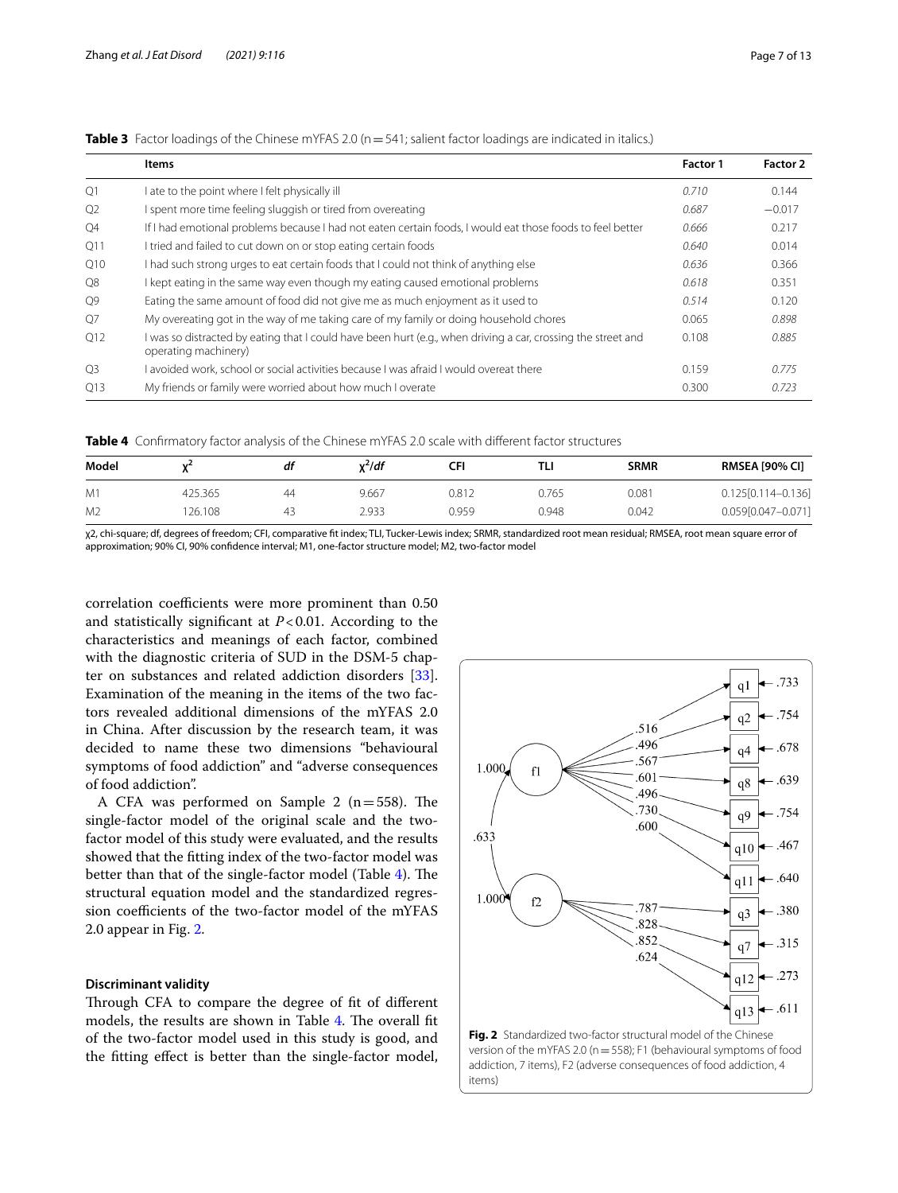**Table 3** Factor loadings of the Chinese mYFAS 2.0 (n = 541; salient factor loadings are indicated in italics.)

| | Items | Factor 1 | Factor 2 |
|---|---|---|---|
| Q1 | I ate to the point where I felt physically ill | *0.710* | 0.144 |
| Q2 | I spent more time feeling sluggish or tired from overeating | *0.687* | −0.017 |
| Q4 | If I had emotional problems because I had not eaten certain foods, I would eat those foods to feel better | *0.666* | 0.217 |
| Q11 | I tried and failed to cut down on or stop eating certain foods | *0.640* | 0.014 |
| Q10 | I had such strong urges to eat certain foods that I could not think of anything else | *0.636* | 0.366 |
| Q8 | I kept eating in the same way even though my eating caused emotional problems | *0.618* | 0.351 |
| Q9 | Eating the same amount of food did not give me as much enjoyment as it used to | *0.514* | 0.120 |
| Q7 | My overeating got in the way of me taking care of my family or doing household chores | 0.065 | *0.898* |
| Q12 | I was so distracted by eating that I could have been hurt (e.g., when driving a car, crossing the street and operating machinery) | 0.108 | *0.885* |
| Q3 | I avoided work, school or social activities because I was afraid I would overeat there | 0.159 | *0.775* |
| Q13 | My friends or family were worried about how much I overate | 0.300 | *0.723* |

**Table 4** Confirmatory factor analysis of the Chinese mYFAS 2.0 scale with different factor structures

| Model | $\chi^2$ | *df* | $\chi^2/df$ | CFI | TLI | SRMR | RMSEA [90% CI] |
|---|---|---|---|---|---|---|---|
| M1 | 425.365 | 44 | 9.667 | 0.812 | 0.765 | 0.081 | 0.125[0.114–0.136] |
| M2 | 126.108 | 43 | 2.933 | 0.959 | 0.948 | 0.042 | 0.059[0.047–0.071] |

χ2, chi-square; df, degrees of freedom; CFI, comparative fit index; TLI, Tucker-Lewis index; SRMR, standardized root mean residual; RMSEA, root mean square error of approximation; 90% CI, 90% confidence interval; M1, one-factor structure model; M2, two-factor model

correlation coefficients were more prominent than 0.50 and statistically significant at $P < 0.01$. According to the characteristics and meanings of each factor, combined with the diagnostic criteria of SUD in the DSM-5 chapter on substances and related addiction disorders [33]. Examination of the meaning in the items of the two factors revealed additional dimensions of the mYFAS 2.0 in China. After discussion by the research team, it was decided to name these two dimensions "behavioural symptoms of food addiction" and "adverse consequences of food addiction".

A CFA was performed on Sample 2 (n = 558). The single-factor model of the original scale and the two-factor model of this study were evaluated, and the results showed that the fitting index of the two-factor model was better than that of the single-factor model (Table 4). The structural equation model and the standardized regression coefficients of the two-factor model of the mYFAS 2.0 appear in Fig. 2.

**Fig. 2** Standardized two-factor structural model of the Chinese version of the mYFAS 2.0 (n = 558); F1 (behavioural symptoms of food addiction, 7 items), F2 (adverse consequences of food addiction, 4 items)

### Discriminant validity

Through CFA to compare the degree of fit of different models, the results are shown in Table 4. The overall fit of the two-factor model used in this study is good, and the fitting effect is better than the single-factor model,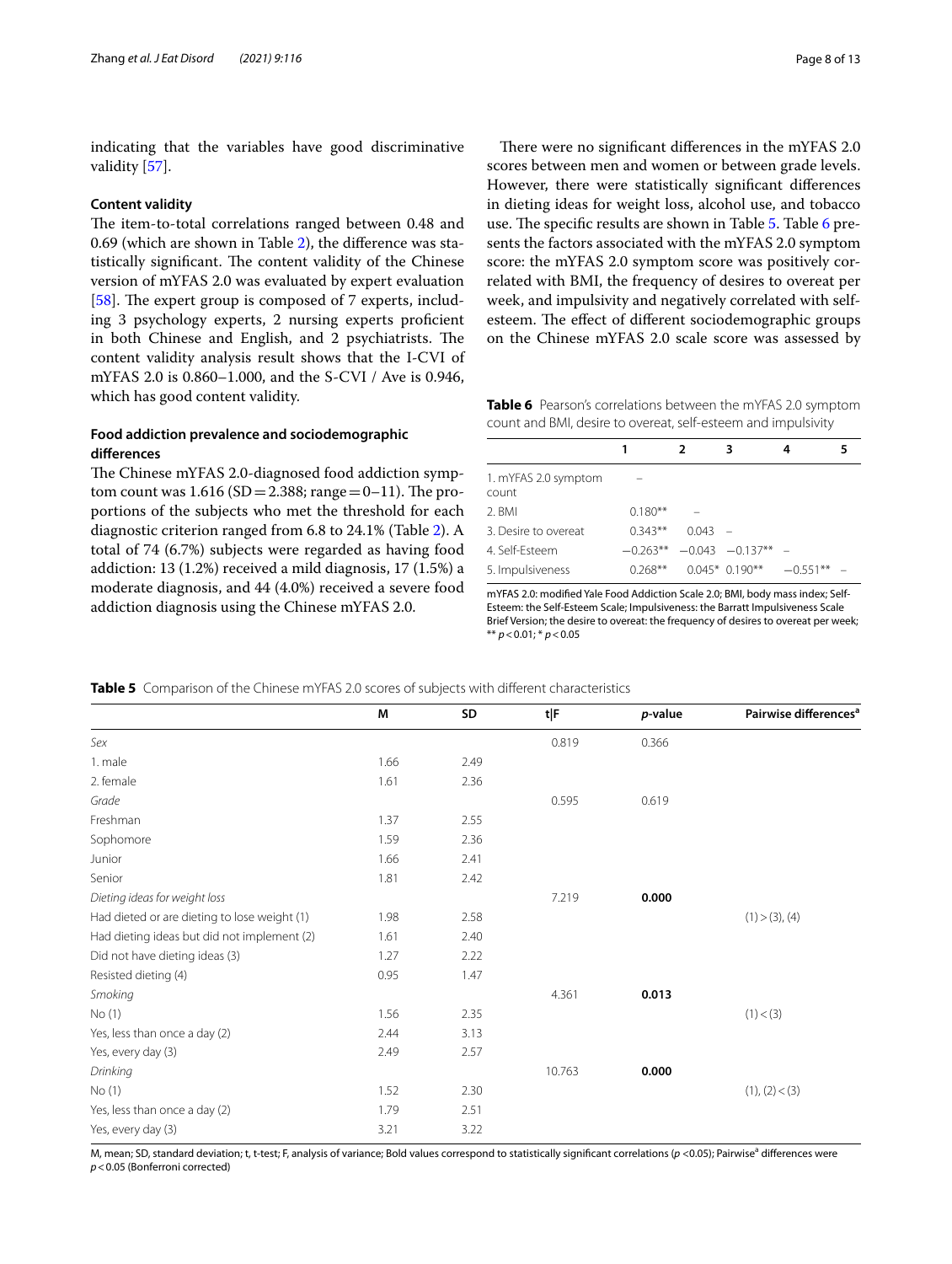indicating that the variables have good discriminative validity [57].

### Content validity

The item-to-total correlations ranged between 0.48 and 0.69 (which are shown in Table 2), the difference was statistically significant. The content validity of the Chinese version of mYFAS 2.0 was evaluated by expert evaluation [58]. The expert group is composed of 7 experts, including 3 psychology experts, 2 nursing experts proficient in both Chinese and English, and 2 psychiatrists. The content validity analysis result shows that the I-CVI of mYFAS 2.0 is 0.860–1.000, and the S-CVI / Ave is 0.946, which has good content validity.

### Food addiction prevalence and sociodemographic differences

The Chinese mYFAS 2.0-diagnosed food addiction symptom count was 1.616 (SD = 2.388; range = 0–11). The proportions of the subjects who met the threshold for each diagnostic criterion ranged from 6.8 to 24.1% (Table 2). A total of 74 (6.7%) subjects were regarded as having food addiction: 13 (1.2%) received a mild diagnosis, 17 (1.5%) a moderate diagnosis, and 44 (4.0%) received a severe food addiction diagnosis using the Chinese mYFAS 2.0.

There were no significant differences in the mYFAS 2.0 scores between men and women or between grade levels. However, there were statistically significant differences in dieting ideas for weight loss, alcohol use, and tobacco use. The specific results are shown in Table 5. Table 6 presents the factors associated with the mYFAS 2.0 symptom score: the mYFAS 2.0 symptom score was positively correlated with BMI, the frequency of desires to overeat per week, and impulsivity and negatively correlated with self-esteem. The effect of different sociodemographic groups on the Chinese mYFAS 2.0 scale score was assessed by

**Table 6** Pearson's correlations between the mYFAS 2.0 symptom count and BMI, desire to overeat, self-esteem and impulsivity

| | 1 | 2 | 3 | 4 | 5 |
|---|---|---|---|---|---|
| 1. mYFAS 2.0 symptom count | – | | | | |
| 2. BMI | 0.180** | – | | | |
| 3. Desire to overeat | 0.343** | 0.043 | – | | |
| 4. Self-Esteem | −0.263** | −0.043 | −0.137** | – | |
| 5. Impulsiveness | 0.268** | 0.045* | 0.190** | −0.551** | – |

mYFAS 2.0: modified Yale Food Addiction Scale 2.0; BMI, body mass index; Self-Esteem: the Self-Esteem Scale; Impulsiveness: the Barratt Impulsiveness Scale Brief Version; the desire to overeat: the frequency of desires to overeat per week; ** $p < 0.01$; * $p < 0.05$

**Table 5** Comparison of the Chinese mYFAS 2.0 scores of subjects with different characteristics

| | M | SD | t\|F | *p*-value | Pairwise differences[a] |
|---|---|---|---|---|---|
| *Sex* | | | 0.819 | 0.366 | |
| 1. male | 1.66 | 2.49 | | | |
| 2. female | 1.61 | 2.36 | | | |
| *Grade* | | | 0.595 | 0.619 | |
| Freshman | 1.37 | 2.55 | | | |
| Sophomore | 1.59 | 2.36 | | | |
| Junior | 1.66 | 2.41 | | | |
| Senior | 1.81 | 2.42 | | | |
| *Dieting ideas for weight loss* | | | 7.219 | **0.000** | |
| Had dieted or are dieting to lose weight (1) | 1.98 | 2.58 | | | (1) > (3), (4) |
| Had dieting ideas but did not implement (2) | 1.61 | 2.40 | | | |
| Did not have dieting ideas (3) | 1.27 | 2.22 | | | |
| Resisted dieting (4) | 0.95 | 1.47 | | | |
| *Smoking* | | | 4.361 | **0.013** | |
| No (1) | 1.56 | 2.35 | | | (1) < (3) |
| Yes, less than once a day (2) | 2.44 | 3.13 | | | |
| Yes, every day (3) | 2.49 | 2.57 | | | |
| *Drinking* | | | 10.763 | **0.000** | |
| No (1) | 1.52 | 2.30 | | | (1), (2) < (3) |
| Yes, less than once a day (2) | 1.79 | 2.51 | | | |
| Yes, every day (3) | 3.21 | 3.22 | | | |

M, mean; SD, standard deviation; t, t-test; F, analysis of variance; Bold values correspond to statistically significant correlations ($p < 0.05$); Pairwise[a] differences were $p < 0.05$ (Bonferroni corrected)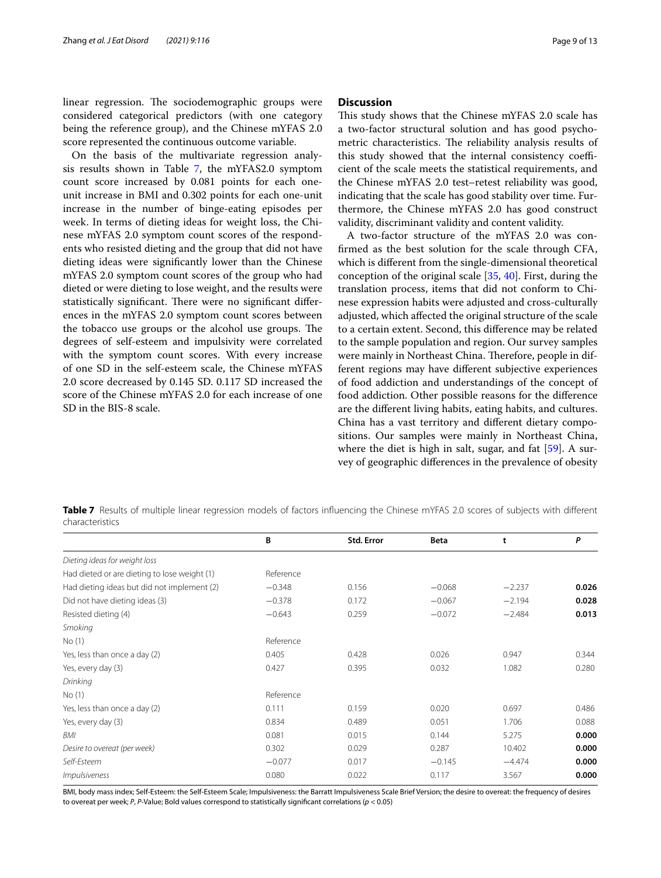linear regression. The sociodemographic groups were considered categorical predictors (with one category being the reference group), and the Chinese mYFAS 2.0 score represented the continuous outcome variable.

On the basis of the multivariate regression analysis results shown in Table 7, the mYFAS2.0 symptom count score increased by 0.081 points for each one-unit increase in BMI and 0.302 points for each one-unit increase in the number of binge-eating episodes per week. In terms of dieting ideas for weight loss, the Chinese mYFAS 2.0 symptom count scores of the respondents who resisted dieting and the group that did not have dieting ideas were significantly lower than the Chinese mYFAS 2.0 symptom count scores of the group who had dieted or were dieting to lose weight, and the results were statistically significant. There were no significant differences in the mYFAS 2.0 symptom count scores between the tobacco use groups or the alcohol use groups. The degrees of self-esteem and impulsivity were correlated with the symptom count scores. With every increase of one SD in the self-esteem scale, the Chinese mYFAS 2.0 score decreased by 0.145 SD. 0.117 SD increased the score of the Chinese mYFAS 2.0 for each increase of one SD in the BIS-8 scale.

## Discussion

This study shows that the Chinese mYFAS 2.0 scale has a two-factor structural solution and has good psychometric characteristics. The reliability analysis results of this study showed that the internal consistency coefficient of the scale meets the statistical requirements, and the Chinese mYFAS 2.0 test–retest reliability was good, indicating that the scale has good stability over time. Furthermore, the Chinese mYFAS 2.0 has good construct validity, discriminant validity and content validity.

A two-factor structure of the mYFAS 2.0 was confirmed as the best solution for the scale through CFA, which is different from the single-dimensional theoretical conception of the original scale [35, 40]. First, during the translation process, items that did not conform to Chinese expression habits were adjusted and cross-culturally adjusted, which affected the original structure of the scale to a certain extent. Second, this difference may be related to the sample population and region. Our survey samples were mainly in Northeast China. Therefore, people in different regions may have different subjective experiences of food addiction and understandings of the concept of food addiction. Other possible reasons for the difference are the different living habits, eating habits, and cultures. China has a vast territory and different dietary compositions. Our samples were mainly in Northeast China, where the diet is high in salt, sugar, and fat [59]. A survey of geographic differences in the prevalence of obesity

**Table 7** Results of multiple linear regression models of factors influencing the Chinese mYFAS 2.0 scores of subjects with different characteristics

| | B | Std. Error | Beta | t | *P* |
|---|---|---|---|---|---|
| *Dieting ideas for weight loss* | | | | | |
| Had dieted or are dieting to lose weight (1) | Reference | | | | |
| Had dieting ideas but did not implement (2) | −0.348 | 0.156 | −0.068 | −2.237 | **0.026** |
| Did not have dieting ideas (3) | −0.378 | 0.172 | −0.067 | −2.194 | **0.028** |
| Resisted dieting (4) | −0.643 | 0.259 | −0.072 | −2.484 | **0.013** |
| *Smoking* | | | | | |
| No (1) | Reference | | | | |
| Yes, less than once a day (2) | 0.405 | 0.428 | 0.026 | 0.947 | 0.344 |
| Yes, every day (3) | 0.427 | 0.395 | 0.032 | 1.082 | 0.280 |
| *Drinking* | | | | | |
| No (1) | Reference | | | | |
| Yes, less than once a day (2) | 0.111 | 0.159 | 0.020 | 0.697 | 0.486 |
| Yes, every day (3) | 0.834 | 0.489 | 0.051 | 1.706 | 0.088 |
| *BMI* | 0.081 | 0.015 | 0.144 | 5.275 | **0.000** |
| *Desire to overeat (per week)* | 0.302 | 0.029 | 0.287 | 10.402 | **0.000** |
| *Self-Esteem* | −0.077 | 0.017 | −0.145 | −4.474 | **0.000** |
| *Impulsiveness* | 0.080 | 0.022 | 0.117 | 3.567 | **0.000** |

BMI, body mass index; Self-Esteem: the Self-Esteem Scale; Impulsiveness: the Barratt Impulsiveness Scale Brief Version; the desire to overeat: the frequency of desires to overeat per week; *P*, *P*-Value; Bold values correspond to statistically significant correlations ($p < 0.05$)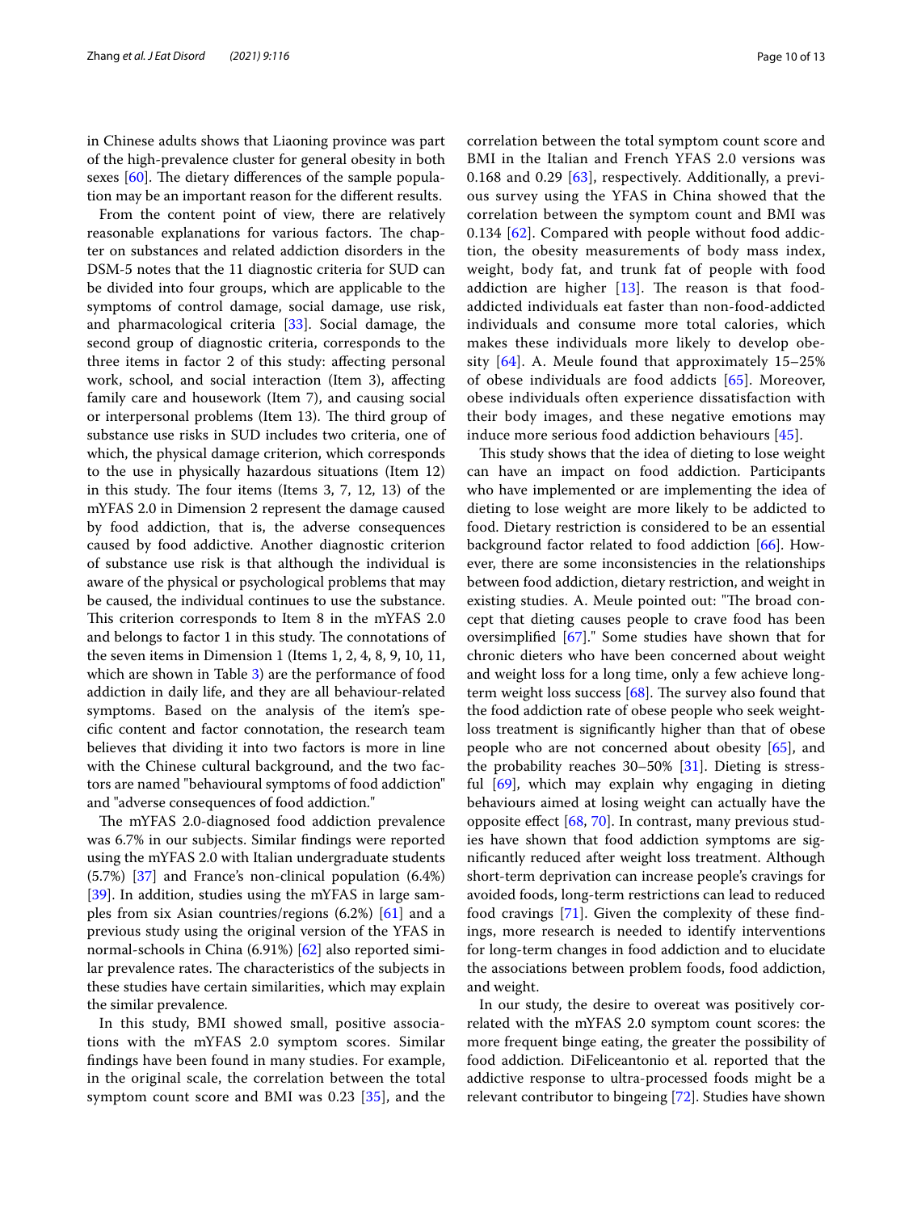in Chinese adults shows that Liaoning province was part of the high-prevalence cluster for general obesity in both sexes [60]. The dietary differences of the sample population may be an important reason for the different results.

From the content point of view, there are relatively reasonable explanations for various factors. The chapter on substances and related addiction disorders in the DSM-5 notes that the 11 diagnostic criteria for SUD can be divided into four groups, which are applicable to the symptoms of control damage, social damage, use risk, and pharmacological criteria [33]. Social damage, the second group of diagnostic criteria, corresponds to the three items in factor 2 of this study: affecting personal work, school, and social interaction (Item 3), affecting family care and housework (Item 7), and causing social or interpersonal problems (Item 13). The third group of substance use risks in SUD includes two criteria, one of which, the physical damage criterion, which corresponds to the use in physically hazardous situations (Item 12) in this study. The four items (Items 3, 7, 12, 13) of the mYFAS 2.0 in Dimension 2 represent the damage caused by food addiction, that is, the adverse consequences caused by food addictive. Another diagnostic criterion of substance use risk is that although the individual is aware of the physical or psychological problems that may be caused, the individual continues to use the substance. This criterion corresponds to Item 8 in the mYFAS 2.0 and belongs to factor 1 in this study. The connotations of the seven items in Dimension 1 (Items 1, 2, 4, 8, 9, 10, 11, which are shown in Table 3) are the performance of food addiction in daily life, and they are all behaviour-related symptoms. Based on the analysis of the item's specific content and factor connotation, the research team believes that dividing it into two factors is more in line with the Chinese cultural background, and the two factors are named "behavioural symptoms of food addiction" and "adverse consequences of food addiction."

The mYFAS 2.0-diagnosed food addiction prevalence was 6.7% in our subjects. Similar findings were reported using the mYFAS 2.0 with Italian undergraduate students (5.7%) [37] and France's non-clinical population (6.4%) [39]. In addition, studies using the mYFAS in large samples from six Asian countries/regions (6.2%) [61] and a previous study using the original version of the YFAS in normal-schools in China (6.91%) [62] also reported similar prevalence rates. The characteristics of the subjects in these studies have certain similarities, which may explain the similar prevalence.

In this study, BMI showed small, positive associations with the mYFAS 2.0 symptom scores. Similar findings have been found in many studies. For example, in the original scale, the correlation between the total symptom count score and BMI was 0.23 [35], and the correlation between the total symptom count score and BMI in the Italian and French YFAS 2.0 versions was 0.168 and 0.29 [63], respectively. Additionally, a previous survey using the YFAS in China showed that the correlation between the symptom count and BMI was 0.134 [62]. Compared with people without food addiction, the obesity measurements of body mass index, weight, body fat, and trunk fat of people with food addiction are higher [13]. The reason is that food-addicted individuals eat faster than non-food-addicted individuals and consume more total calories, which makes these individuals more likely to develop obesity [64]. A. Meule found that approximately 15–25% of obese individuals are food addicts [65]. Moreover, obese individuals often experience dissatisfaction with their body images, and these negative emotions may induce more serious food addiction behaviours [45].

This study shows that the idea of dieting to lose weight can have an impact on food addiction. Participants who have implemented or are implementing the idea of dieting to lose weight are more likely to be addicted to food. Dietary restriction is considered to be an essential background factor related to food addiction [66]. However, there are some inconsistencies in the relationships between food addiction, dietary restriction, and weight in existing studies. A. Meule pointed out: "The broad concept that dieting causes people to crave food has been oversimplified [67]." Some studies have shown that for chronic dieters who have been concerned about weight and weight loss for a long time, only a few achieve long-term weight loss success [68]. The survey also found that the food addiction rate of obese people who seek weight-loss treatment is significantly higher than that of obese people who are not concerned about obesity [65], and the probability reaches 30–50% [31]. Dieting is stressful [69], which may explain why engaging in dieting behaviours aimed at losing weight can actually have the opposite effect [68, 70]. In contrast, many previous studies have shown that food addiction symptoms are significantly reduced after weight loss treatment. Although short-term deprivation can increase people's cravings for avoided foods, long-term restrictions can lead to reduced food cravings [71]. Given the complexity of these findings, more research is needed to identify interventions for long-term changes in food addiction and to elucidate the associations between problem foods, food addiction, and weight.

In our study, the desire to overeat was positively correlated with the mYFAS 2.0 symptom count scores: the more frequent binge eating, the greater the possibility of food addiction. DiFeliceantonio et al. reported that the addictive response to ultra-processed foods might be a relevant contributor to bingeing [72]. Studies have shown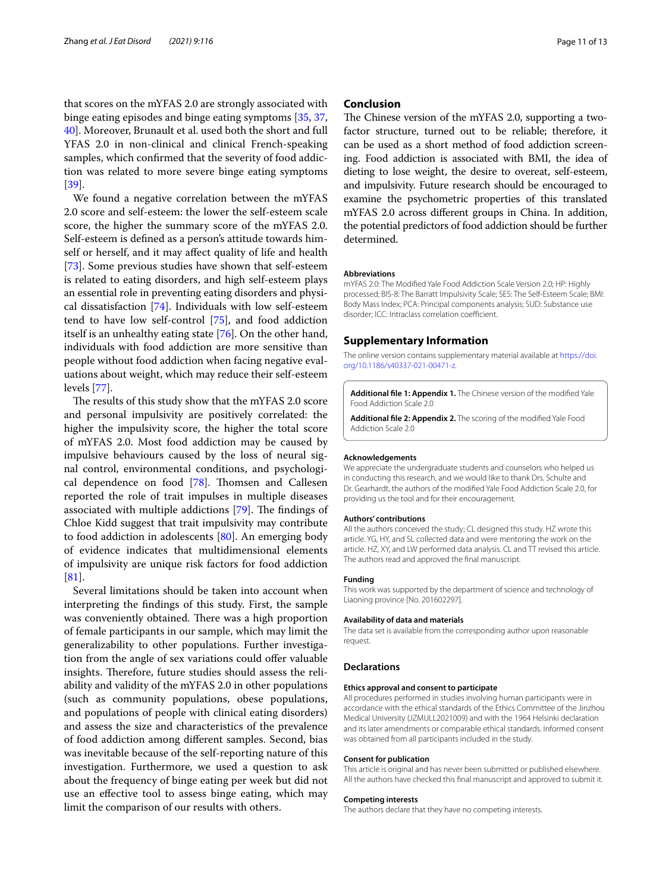that scores on the mYFAS 2.0 are strongly associated with binge eating episodes and binge eating symptoms [35, 37, 40]. Moreover, Brunault et al. used both the short and full YFAS 2.0 in non-clinical and clinical French-speaking samples, which confirmed that the severity of food addiction was related to more severe binge eating symptoms [39].

We found a negative correlation between the mYFAS 2.0 score and self-esteem: the lower the self-esteem scale score, the higher the summary score of the mYFAS 2.0. Self-esteem is defined as a person's attitude towards himself or herself, and it may affect quality of life and health [73]. Some previous studies have shown that self-esteem is related to eating disorders, and high self-esteem plays an essential role in preventing eating disorders and physical dissatisfaction [74]. Individuals with low self-esteem tend to have low self-control [75], and food addiction itself is an unhealthy eating state [76]. On the other hand, individuals with food addiction are more sensitive than people without food addiction when facing negative evaluations about weight, which may reduce their self-esteem levels [77].

The results of this study show that the mYFAS 2.0 score and personal impulsivity are positively correlated: the higher the impulsivity score, the higher the total score of mYFAS 2.0. Most food addiction may be caused by impulsive behaviours caused by the loss of neural signal control, environmental conditions, and psychological dependence on food [78]. Thomsen and Callesen reported the role of trait impulses in multiple diseases associated with multiple addictions [79]. The findings of Chloe Kidd suggest that trait impulsivity may contribute to food addiction in adolescents [80]. An emerging body of evidence indicates that multidimensional elements of impulsivity are unique risk factors for food addiction [81].

Several limitations should be taken into account when interpreting the findings of this study. First, the sample was conveniently obtained. There was a high proportion of female participants in our sample, which may limit the generalizability to other populations. Further investigation from the angle of sex variations could offer valuable insights. Therefore, future studies should assess the reliability and validity of the mYFAS 2.0 in other populations (such as community populations, obese populations, and populations of people with clinical eating disorders) and assess the size and characteristics of the prevalence of food addiction among different samples. Second, bias was inevitable because of the self-reporting nature of this investigation. Furthermore, we used a question to ask about the frequency of binge eating per week but did not use an effective tool to assess binge eating, which may limit the comparison of our results with others.

## Conclusion

The Chinese version of the mYFAS 2.0, supporting a two-factor structure, turned out to be reliable; therefore, it can be used as a short method of food addiction screening. Food addiction is associated with BMI, the idea of dieting to lose weight, the desire to overeat, self-esteem, and impulsivity. Future research should be encouraged to examine the psychometric properties of this translated mYFAS 2.0 across different groups in China. In addition, the potential predictors of food addiction should be further determined.

### Abbreviations

mYFAS 2.0: The Modified Yale Food Addiction Scale Version 2.0; HP: Highly processed; BIS-8: The Barratt Impulsivity Scale; SES: The Self-Esteem Scale; BMI: Body Mass Index; PCA: Principal components analysis; SUD: Substance use disorder; ICC: Intraclass correlation coefficient.

## Supplementary Information

The online version contains supplementary material available at https://doi.org/10.1186/s40337-021-00471-z.

**Additional file 1: Appendix 1.** The Chinese version of the modified Yale Food Addiction Scale 2.0

**Additional file 2: Appendix 2.** The scoring of the modified Yale Food Addiction Scale 2.0

### Acknowledgements

We appreciate the undergraduate students and counselors who helped us in conducting this research, and we would like to thank Drs. Schulte and Dr. Gearhardt, the authors of the modified Yale Food Addiction Scale 2.0, for providing us the tool and for their encouragement.

### Authors' contributions

All the authors conceived the study; CL designed this study. HZ wrote this article. YG, HY, and SL collected data and were mentoring the work on the article. HZ, XY, and LW performed data analysis. CL and TT revised this article. The authors read and approved the final manuscript.

### Funding

This work was supported by the department of science and technology of Liaoning province [No. 201602297].

### Availability of data and materials

The data set is available from the corresponding author upon reasonable request.

## Declarations

### Ethics approval and consent to participate

All procedures performed in studies involving human participants were in accordance with the ethical standards of the Ethics Committee of the Jinzhou Medical University (JZMULL2021009) and with the 1964 Helsinki declaration and its later amendments or comparable ethical standards. Informed consent was obtained from all participants included in the study.

### Consent for publication

This article is original and has never been submitted or published elsewhere. All the authors have checked this final manuscript and approved to submit it.

### Competing interests

The authors declare that they have no competing interests.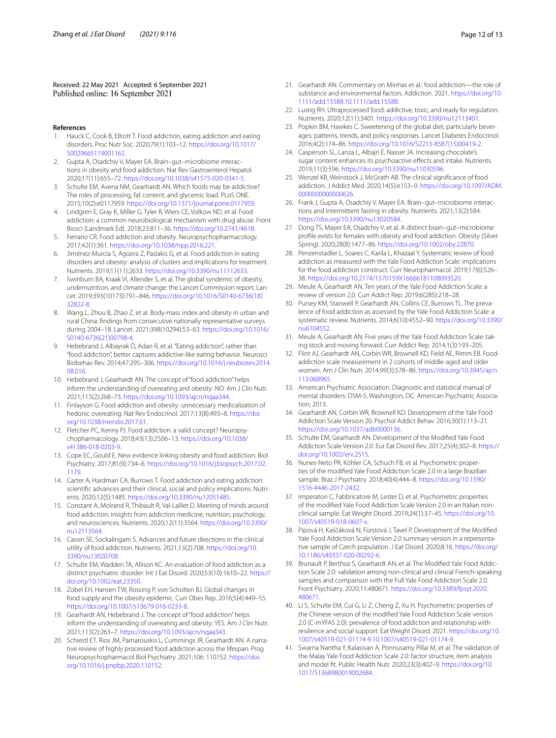Received: 22 May 2021 Accepted: 6 September 2021
Published online: 16 September 2021

## References

1. Hauck C, Cook B, Ellrott T. Food addiction, eating addiction and eating disorders. Proc Nutr Soc. 2020;79(1):103–12. https://doi.org/10.1017/S0029665119001162.
2. Gupta A, Osadchiy V, Mayer EA. Brain–gut–microbiome interactions in obesity and food addiction. Nat Rev Gastroenterol Hepatol. 2020;17(11):655–72. https://doi.org/10.1038/s41575-020-0341-5.
3. Schulte EM, Avena NM, Gearhardt AN. Which foods may be addictive? The roles of processing, fat content, and glycemic load. PLoS ONE. 2015;10(2):e0117959. https://doi.org/10.1371/journal.pone.0117959.
4. Lindgren E, Gray K, Miller G, Tyler R, Wiers CE, Volkow ND, et al. Food addiction: a common neurobiological mechanism with drug abuse. Front Biosci (Landmark Ed). 2018;23:811–36. https://doi.org/10.2741/4618.
5. Ferrario CR. Food addiction and obesity. Neuropsychopharmacology. 2017;42(1):361. https://doi.org/10.1038/npp.2016.221.
6. Jiménez-Murcia S, Agüera Z, Paslakis G, et al. Food addiction in eating disorders and obesity: analysis of clusters and implications for treatment. Nutrients. 2019;11(11):2633. https://doi.org/10.3390/nu11112633.
7. Swinburn BA, Kraak VI, Allender S, et al. The global syndemic of obesity, undernutrition, and climate change: the Lancet Commission report. Lancet. 2019;393(10173):791–846. https://doi.org/10.1016/S0140-6736(18)32822-8.
8. Wang L, Zhou B, Zhao Z, et al. Body-mass index and obesity in urban and rural China: findings from consecutive nationally representative surveys during 2004–18. Lancet. 2021;398(10294):53–63. https://doi.org/10.1016/S0140-6736(21)00798-4.
9. Hebebrand J, Albayrak Ö, Adan R, et al. "Eating addiction", rather than "food addiction", better captures addictive-like eating behavior. Neurosci Biobehav Rev. 2014;47:295–306. https://doi.org/10.1016/j.neubiorev.2014.08.016.
10. Hebebrand J, Gearhardt AN. The concept of "food addiction" helps inform the understanding of overeating and obesity: NO. Am J Clin Nutr. 2021;113(2):268–73. https://doi.org/10.1093/ajcn/nqaa344.
11. Finlayson G. Food addiction and obesity: unnecessary medicalization of hedonic overeating. Nat Rev Endocrinol. 2017;13(8):493–8. https://doi.org/10.1038/nrendo.2017.61.
12. Fletcher PC, Kenny PJ. Food addiction: a valid concept? Neuropsychopharmacology. 2018;43(13):2506–13. https://doi.org/10.1038/s41386-018-0203-9.
13. Cope EC, Gould E. New evidence linking obesity and food addiction. Biol Psychiatry. 2017;81(9):734–6. https://doi.org/10.1016/j.biopsych.2017.02.1179.
14. Carter A, Hardman CA, Burrows T. Food addiction and eating addiction: scientific advances and their clinical, social and policy implications. Nutrients. 2020;12(5):1485. https://doi.org/10.3390/nu12051485.
15. Constant A, Moirand R, Thibault R, Val-Laillet D. Meeting of minds around food addiction: insights from addiction medicine, nutrition, psychology, and neurosciences. Nutrients. 2020;12(11):3564. https://doi.org/10.3390/nu12113564.
16. Cassin SE, Sockalingam S. Advances and future directions in the clinical utility of food addiction. Nutrients. 2021;13(2):708. https://doi.org/10.3390/nu13020708.
17. Schulte EM, Wadden TA, Allison KC. An evaluation of food addiction as a distinct psychiatric disorder. Int J Eat Disord. 2020;53(10):1610–22. https://doi.org/10.1002/eat.23350.
18. Zobel EH, Hansen TW, Rossing P, von Scholten BJ. Global changes in food supply and the obesity epidemic. Curr Obes Rep. 2016;5(4):449–55. https://doi.org/10.1007/s13679-016-0233-8.
19. Gearhardt AN, Hebebrand J. The concept of "food addiction" helps inform the understanding of overeating and obesity: YES. Am J Clin Nutr. 2021;113(2):263–7. https://doi.org/10.1093/ajcn/nqaa343.
20. Schiestl ET, Rios JM, Parnarouskis L, Cummings JR, Gearhardt AN. A narrative review of highly processed food addiction across the lifespan. Prog Neuropsychopharmacol Biol Psychiatry. 2021;106: 110152. https://doi.org/10.1016/j.pnpbp.2020.110152.
21. Gearhardt AN. Commentary on Minhas et al.: food addiction—the role of substance and environmental factors. Addiction. 2021. https://doi.org/10.1111/add.15588.10.1111/add.15588.
22. Lustig RH. Ultraprocessed food: addictive, toxic, and ready for regulation. Nutrients. 2020;12(11):3401. https://doi.org/10.3390/nu12113401.
23. Popkin BM, Hawkes C. Sweetening of the global diet, particularly beverages: patterns, trends, and policy responses. Lancet Diabetes Endocrinol. 2016;4(2):174–86. https://doi.org/10.1016/S2213-8587(15)00419-2.
24. Casperson SL, Lanza L, Albajri E, Nasser JA. Increasing chocolate's sugar content enhances its psychoactive effects and intake. Nutrients. 2019;11(3):596. https://doi.org/10.3390/nu11030596.
25. Wenzel KR, Weinstock J, McGrath AB. The clinical significance of food addiction. J Addict Med. 2020;14(5):e153–9. https://doi.org/10.1097/ADM.0000000000000626.
26. Frank J, Gupta A, Osadchiy V, Mayer EA. Brain–gut–microbiome interactions and intermittent fasting in obesity. Nutrients. 2021;13(2):584. https://doi.org/10.3390/nu13020584.
27. Dong TS, Mayer EA, Osadchiy V, et al. A distinct brain–gut–microbiome profile exists for females with obesity and food addiction. Obesity (Silver Spring). 2020;28(8):1477–86. https://doi.org/10.1002/oby.22870.
28. Penzenstadler L, Soares C, Karila L, Khazaal Y. Systematic review of food addiction as measured with the Yale Food Addiction Scale: implications for the food addiction construct. Curr Neuropharmacol. 2019;17(6):526–38. https://doi.org/10.2174/1570159X16666181108093520.
29. Meule A, Gearhardt AN. Ten years of the Yale Food Addiction Scale: a review of version 2,0. Curr Addict Rep. 2019;6(285):218–28.
30. Pursey KM, Stanwell P, Gearhardt AN, Collins CE, Burrows TL. The prevalence of food addiction as assessed by the Yale Food Addiction Scale: a systematic review. Nutrients. 2014;6(10):4552–90. https://doi.org/10.3390/nu6104552.
31. Meule A, Gearhardt AN. Five years of the Yale Food Addiction Scale: taking stock and moving forward. Curr Addict Rep. 2014;1(3):193–205.
32. Flint AJ, Gearhardt AN, Corbin WR, Brownell KD, Field AE, Rimm EB. Food-addiction scale measurement in 2 cohorts of middle-aged and older women. Am J Clin Nutr. 2014;99(3):578–86. https://doi.org/10.3945/ajcn.113.068965.
33. American Psychiatric Association. Diagnostic and statistical manual of mental disorders: DSM-5. Washington, DC: American Psychiatric Association; 2013.
34. Gearhardt AN, Corbin WR, Brownell KD. Development of the Yale Food Addiction Scale Version 20. Psychol Addict Behav. 2016;30(1):113–21. https://doi.org/10.1037/adb0000136.
35. Schulte EM, Gearhardt AN. Development of the Modified Yale Food Addiction Scale Version 2.0. Eur Eat Disord Rev. 2017;25(4):302–8. https://doi.org/10.1002/erv.2515.
36. Nunes-Neto PR, Köhler CA, Schuch FB, et al. Psychometric properties of the modified Yale Food Addiction Scale 2.0 in a large Brazilian sample. Braz J Psychiatry. 2018;40(4):444–8. https://doi.org/10.1590/1516-4446-2017-2432.
37. Imperatori C, Fabbricatore M, Lester D, et al. Psychometric properties of the modified Yale Food Addiction Scale Version 2.0 in an Italian non-clinical sample. Eat Weight Disord. 2019;24(1):37–45. https://doi.org/10.1007/s40519-018-0607-x.
38. Pipová H, Kaščáková N, Fürstová J, Tavel P. Development of the Modified Yale Food Addiction Scale Version 2.0 summary version in a representative sample of Czech population. J Eat Disord. 2020;8:16. https://doi.org/10.1186/s40337-020-00292-6.
39. Brunault P, Berthoz S, Gearhardt AN, et al. The Modified Yale Food Addiction Scale 2.0: validation among non-clinical and clinical French-speaking samples and comparison with the Full Yale Food Addiction Scale 2.0. Front Psychiatry. 2020;11:480671. https://doi.org/10.3389/fpsyt.2020.480671.
40. Li S, Schulte EM, Cui G, Li Z, Cheng Z, Xu H. Psychometric properties of the Chinese version of the modified Yale Food Addiction Scale version 2.0 (C-mYFAS 2.0): prevalence of food addiction and relationship with resilience and social support. Eat Weight Disord. 2021. https://doi.org/10.1007/s40519-021-01174-9.10.1007/s40519-021-01174-9.
41. Swarna Nantha Y, Kalasivan A, Ponnusamy Pillai M, et al. The validation of the Malay Yale Food Addiction Scale 2.0: factor structure, item analysis and model fit. Public Health Nutr. 2020;23(3):402–9. https://doi.org/10.1017/S1368980019002684.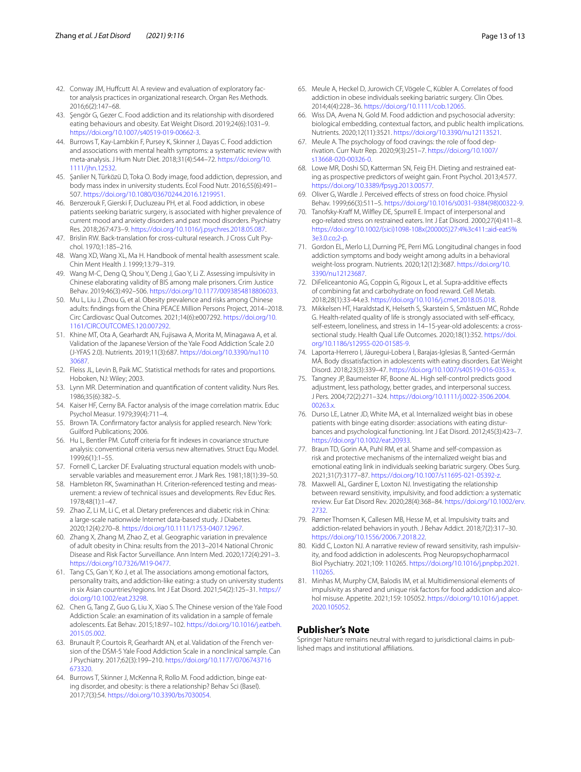42. Conway JM, Huffcutt AI. A review and evaluation of exploratory factor analysis practices in organizational research. Organ Res Methods. 2016;6(2):147–68.
43. Şengör G, Gezer C. Food addiction and its relationship with disordered eating behaviours and obesity. Eat Weight Disord. 2019;24(6):1031–9. https://doi.org/10.1007/s40519-019-00662-3.
44. Burrows T, Kay-Lambkin F, Pursey K, Skinner J, Dayas C. Food addiction and associations with mental health symptoms: a systematic review with meta-analysis. J Hum Nutr Diet. 2018;31(4):544–72. https://doi.org/10.1111/jhn.12532.
45. Şanlier N, Türközü D, Toka O. Body image, food addiction, depression, and body mass index in university students. Ecol Food Nutr. 2016;55(6):491–507. https://doi.org/10.1080/03670244.2016.1219951.
46. Benzerouk F, Gierski F, Ducluzeau PH, et al. Food addiction, in obese patients seeking bariatric surgery, is associated with higher prevalence of current mood and anxiety disorders and past mood disorders. Psychiatry Res. 2018;267:473–9. https://doi.org/10.1016/j.psychres.2018.05.087.
47. Brislin RW. Back-translation for cross-cultural research. J Cross Cult Psychol. 1970;1:185–216.
48. Wang XD, Wang XL, Ma H. Handbook of mental health assessment scale. Chin Ment Health J. 1999;13:79–319.
49. Wang M-C, Deng Q, Shou Y, Deng J, Gao Y, Li Z. Assessing impulsivity in Chinese elaborating validity of BIS among male prisoners. Crim Justice Behav. 2019;46(3):492–506. https://doi.org/10.1177/0093854818806033.
50. Mu L, Liu J, Zhou G, et al. Obesity prevalence and risks among Chinese adults: findings from the China PEACE Million Persons Project, 2014–2018. Circ Cardiovasc Qual Outcomes. 2021;14(6):e007292. https://doi.org/10.1161/CIRCOUTCOMES.120.007292.
51. Khine MT, Ota A, Gearhardt AN, Fujisawa A, Morita M, Minagawa A, et al. Validation of the Japanese Version of the Yale Food Addiction Scale 2.0 (J-YFAS 2.0). Nutrients. 2019;11(3):687. https://doi.org/10.3390/nu11030687.
52. Fleiss JL, Levin B, Paik MC. Statistical methods for rates and proportions. Hoboken, NJ: Wiley; 2003.
53. Lynn MR. Determination and quantification of content validity. Nurs Res. 1986;35(6):382–5.
54. Kaiser HF, Cerny BA. Factor analysis of the image correlation matrix. Educ Psychol Measur. 1979;39(4):711–4.
55. Brown TA. Confirmatory factor analysis for applied research. New York: Guilford Publications; 2006.
56. Hu L, Bentler PM. Cutoff criteria for fit indexes in covariance structure analysis: conventional criteria versus new alternatives. Struct Equ Model. 1999;6(1):1–55.
57. Fornell C, Larcker DF. Evaluating structural equation models with unobservable variables and measurement error. J Mark Res. 1981;18(1):39–50.
58. Hambleton RK, Swaminathan H. Criterion-referenced testing and measurement: a review of technical issues and developments. Rev Educ Res. 1978;48(1):1–47.
59. Zhao Z, Li M, Li C, et al. Dietary preferences and diabetic risk in China: a large-scale nationwide Internet data-based study. J Diabetes. 2020;12(4):270–8. https://doi.org/10.1111/1753-0407.12967.
60. Zhang X, Zhang M, Zhao Z, et al. Geographic variation in prevalence of adult obesity in China: results from the 2013–2014 National Chronic Disease and Risk Factor Surveillance. Ann Intern Med. 2020;172(4):291–3. https://doi.org/10.7326/M19-0477.
61. Tang CS, Gan Y, Ko J, et al. The associations among emotional factors, personality traits, and addiction-like eating: a study on university students in six Asian countries/regions. Int J Eat Disord. 2021;54(2):125–31. https://doi.org/10.1002/eat.23298.
62. Chen G, Tang Z, Guo G, Liu X, Xiao S. The Chinese version of the Yale Food Addiction Scale: an examination of its validation in a sample of female adolescents. Eat Behav. 2015;18:97–102. https://doi.org/10.1016/j.eatbeh.2015.05.002.
63. Brunault P, Courtois R, Gearhardt AN, et al. Validation of the French version of the DSM-5 Yale Food Addiction Scale in a nonclinical sample. Can J Psychiatry. 2017;62(3):199–210. https://doi.org/10.1177/0706743716673320.
64. Burrows T, Skinner J, McKenna R, Rollo M. Food addiction, binge eating disorder, and obesity: is there a relationship? Behav Sci (Basel). 2017;7(3):54. https://doi.org/10.3390/bs7030054.
65. Meule A, Heckel D, Jurowich CF, Vögele C, Kübler A. Correlates of food addiction in obese individuals seeking bariatric surgery. Clin Obes. 2014;4(4):228–36. https://doi.org/10.1111/cob.12065.
66. Wiss DA, Avena N, Gold M. Food addiction and psychosocial adversity: biological embedding, contextual factors, and public health implications. Nutrients. 2020;12(11):3521. https://doi.org/10.3390/nu12113521.
67. Meule A. The psychology of food cravings: the role of food deprivation. Curr Nutr Rep. 2020;9(3):251–7. https://doi.org/10.1007/s13668-020-00326-0.
68. Lowe MR, Doshi SD, Katterman SN, Feig EH. Dieting and restrained eating as prospective predictors of weight gain. Front Psychol. 2013;4:577. https://doi.org/10.3389/fpsyg.2013.00577.
69. Oliver G, Wardle J. Perceived effects of stress on food choice. Physiol Behav. 1999;66(3):511–5. https://doi.org/10.1016/s0031-9384(98)00322-9.
70. Tanofsky-Kraff M, Wilfley DE, Spurrell E. Impact of interpersonal and ego-related stress on restrained eaters. Int J Eat Disord. 2000;27(4):411–8. https://doi.org/10.1002/(sici)1098-108x(200005)27:4%3c411::aid-eat5%3e3.0.co;2-p.
71. Gordon EL, Merlo LJ, Durning PE, Perri MG. Longitudinal changes in food addiction symptoms and body weight among adults in a behavioral weight-loss program. Nutrients. 2020;12(12):3687. https://doi.org/10.3390/nu12123687.
72. DiFeliceantonio AG, Coppin G, Rigoux L, et al. Supra-additive effects of combining fat and carbohydrate on food reward. Cell Metab. 2018;28(1):33-44.e3. https://doi.org/10.1016/j.cmet.2018.05.018.
73. Mikkelsen HT, Haraldstad K, Helseth S, Skarstein S, Småstuen MC, Rohde G. Health-related quality of life is strongly associated with self-efficacy, self-esteem, loneliness, and stress in 14–15-year-old adolescents: a cross-sectional study. Health Qual Life Outcomes. 2020;18(1):352. https://doi.org/10.1186/s12955-020-01585-9.
74. Laporta-Herrero I, Jáuregui-Lobera I, Barajas-Iglesias B, Santed-Germán MÁ. Body dissatisfaction in adolescents with eating disorders. Eat Weight Disord. 2018;23(3):339–47. https://doi.org/10.1007/s40519-016-0353-x.
75. Tangney JP, Baumeister RF, Boone AL. High self-control predicts good adjustment, less pathology, better grades, and interpersonal success. J Pers. 2004;72(2):271–324. https://doi.org/10.1111/j.0022-3506.2004.00263.x.
76. Durso LE, Latner JD, White MA, et al. Internalized weight bias in obese patients with binge eating disorder: associations with eating disturbances and psychological functioning. Int J Eat Disord. 2012;45(3):423–7. https://doi.org/10.1002/eat.20933.
77. Braun TD, Gorin AA, Puhl RM, et al. Shame and self-compassion as risk and protective mechanisms of the internalized weight bias and emotional eating link in individuals seeking bariatric surgery. Obes Surg. 2021;31(7):3177–87. https://doi.org/10.1007/s11695-021-05392-z.
78. Maxwell AL, Gardiner E, Loxton NJ. Investigating the relationship between reward sensitivity, impulsivity, and food addiction: a systematic review. Eur Eat Disord Rev. 2020;28(4):368–84. https://doi.org/10.1002/erv.2732.
79. Rømer Thomsen K, Callesen MB, Hesse M, et al. Impulsivity traits and addiction-related behaviors in youth. J Behav Addict. 2018;7(2):317–30. https://doi.org/10.1556/2006.7.2018.22.
80. Kidd C, Loxton NJ. A narrative review of reward sensitivity, rash impulsivity, and food addiction in adolescents. Prog Neuropsychopharmacol Biol Psychiatry. 2021;109: 110265. https://doi.org/10.1016/j.pnpbp.2021.110265.
81. Minhas M, Murphy CM, Balodis IM, et al. Multidimensional elements of impulsivity as shared and unique risk factors for food addiction and alcohol misuse. Appetite. 2021;159: 105052. https://doi.org/10.1016/j.appet.2020.105052.

## Publisher's Note

Springer Nature remains neutral with regard to jurisdictional claims in published maps and institutional affiliations.